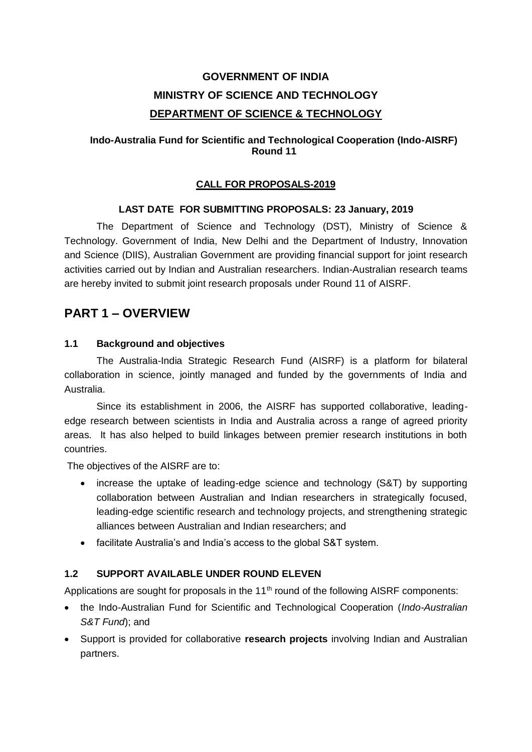# GOVERNMENT OF INDIA

# MINISTRY OF SCIENCE AND TECHNOLOGY

# DEPARTMENT OF SCIENCE & TECHNOLOGY

**Indo-Australia Fund for Scientific and Technological Cooperation (Indo-AISRF) Round 11**

**CALL FOR PROPOSALS-2019**

**LAST DATE FOR SUBMITTING PROPOSALS: 23 January, 2019**

The Department of Science and Technology (DST), Ministry of Science & Technology. Government of India, New Delhi and the Department of Industry, Innovation and Science (DIIS), Australian Government are providing financial support for joint research activities carried out by Indian and Australian researchers. Indian-Australian research teams are hereby invited to submit joint research proposals under Round 11 of AISRF.

## PART 1 – OVERVIEW

### 1.1 Background and objectives

The Australia-India Strategic Research Fund (AISRF) is a platform for bilateral collaboration in science, jointly managed and funded by the governments of India and Australia.

Since its establishment in 2006, the AISRF has supported collaborative, leading-edge research between scientists in India and Australia across a range of agreed priority areas. It has also helped to build linkages between premier research institutions in both countries.

The objectives of the AISRF are to:

- increase the uptake of leading-edge science and technology (S&T) by supporting collaboration between Australian and Indian researchers in strategically focused, leading-edge scientific research and technology projects, and strengthening strategic alliances between Australian and Indian researchers; and
- facilitate Australia's and India's access to the global S&T system.

### 1.2 SUPPORT AVAILABLE UNDER ROUND ELEVEN

Applications are sought for proposals in the 11th round of the following AISRF components:

- the Indo-Australian Fund for Scientific and Technological Cooperation (*Indo-Australian S&T Fund*); and
- Support is provided for collaborative **research projects** involving Indian and Australian partners.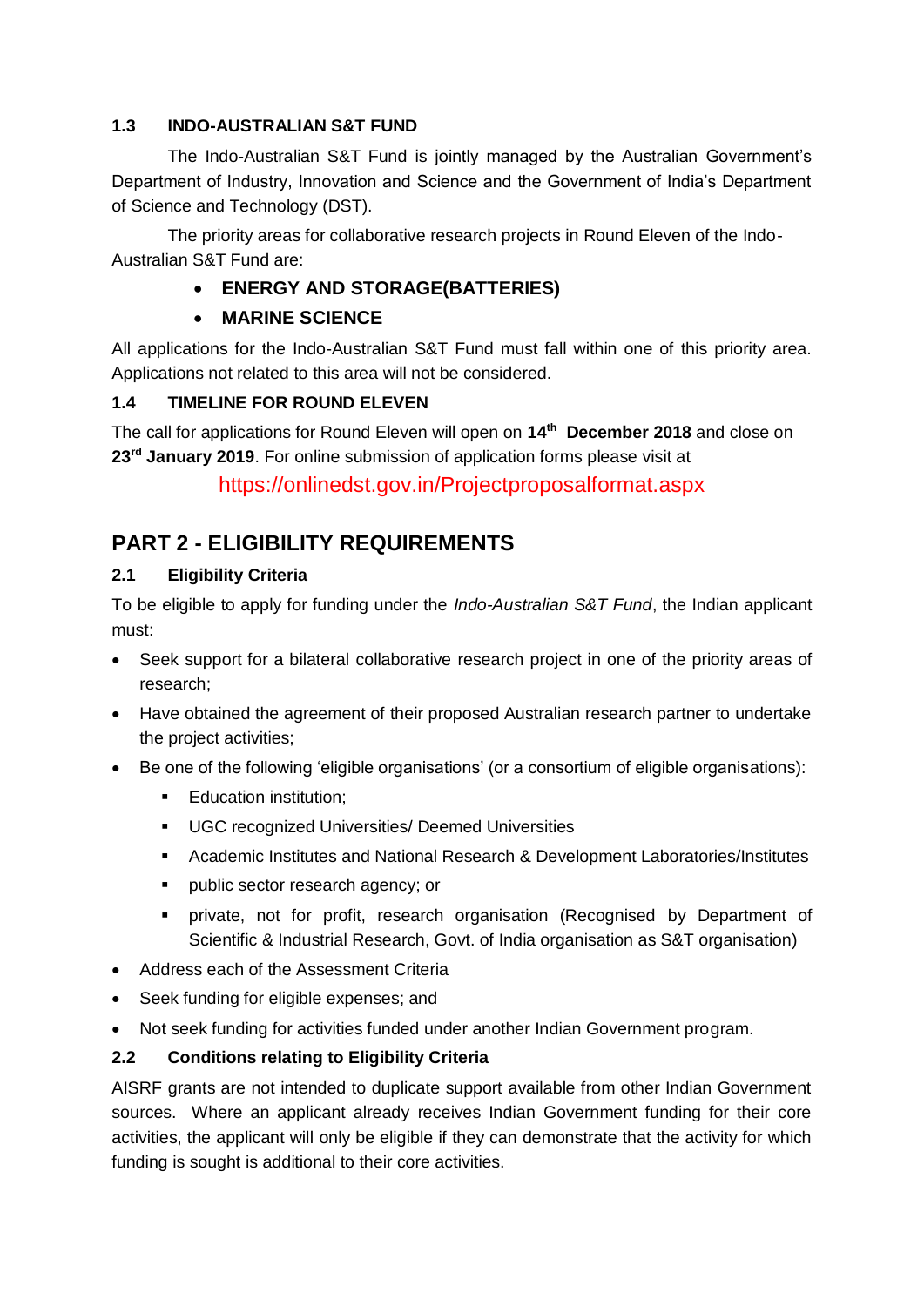### 1.3 INDO-AUSTRALIAN S&T FUND

The Indo-Australian S&T Fund is jointly managed by the Australian Government's Department of Industry, Innovation and Science and the Government of India's Department of Science and Technology (DST).

The priority areas for collaborative research projects in Round Eleven of the Indo-Australian S&T Fund are:

- **ENERGY AND STORAGE(BATTERIES)**
- **MARINE SCIENCE**

All applications for the Indo-Australian S&T Fund must fall within one of this priority area. Applications not related to this area will not be considered.

### 1.4 TIMELINE FOR ROUND ELEVEN

The call for applications for Round Eleven will open on **14th December 2018** and close on **23rd January 2019**. For online submission of application forms please visit at

https://onlinedst.gov.in/Projectproposalformat.aspx

## PART 2 - ELIGIBILITY REQUIREMENTS

### 2.1 Eligibility Criteria

To be eligible to apply for funding under the *Indo-Australian S&T Fund*, the Indian applicant must:

- Seek support for a bilateral collaborative research project in one of the priority areas of research;
- Have obtained the agreement of their proposed Australian research partner to undertake the project activities;
- Be one of the following 'eligible organisations' (or a consortium of eligible organisations):
  - Education institution;
  - UGC recognized Universities/ Deemed Universities
  - Academic Institutes and National Research & Development Laboratories/Institutes
  - public sector research agency; or
  - private, not for profit, research organisation (Recognised by Department of Scientific & Industrial Research, Govt. of India organisation as S&T organisation)
- Address each of the Assessment Criteria
- Seek funding for eligible expenses; and
- Not seek funding for activities funded under another Indian Government program.

### 2.2 Conditions relating to Eligibility Criteria

AISRF grants are not intended to duplicate support available from other Indian Government sources. Where an applicant already receives Indian Government funding for their core activities, the applicant will only be eligible if they can demonstrate that the activity for which funding is sought is additional to their core activities.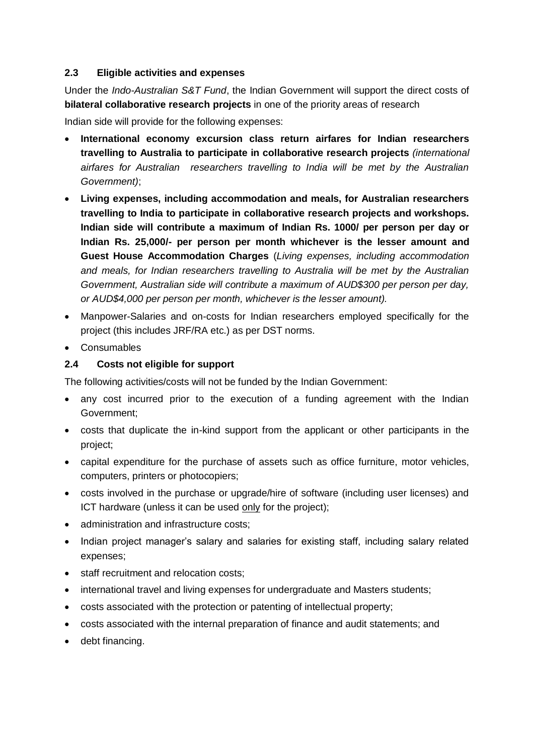### 2.3 Eligible activities and expenses

Under the *Indo-Australian S&T Fund*, the Indian Government will support the direct costs of **bilateral collaborative research projects** in one of the priority areas of research

Indian side will provide for the following expenses:

- **International economy excursion class return airfares for Indian researchers travelling to Australia to participate in collaborative research projects** *(international airfares for Australian researchers travelling to India will be met by the Australian Government)*;
- **Living expenses, including accommodation and meals, for Australian researchers travelling to India to participate in collaborative research projects and workshops. Indian side will contribute a maximum of Indian Rs. 1000/ per person per day or Indian Rs. 25,000/- per person per month whichever is the lesser amount and Guest House Accommodation Charges** (*Living expenses, including accommodation and meals, for Indian researchers travelling to Australia will be met by the Australian Government, Australian side will contribute a maximum of AUD$300 per person per day, or AUD$4,000 per person per month, whichever is the lesser amount).*
- Manpower-Salaries and on-costs for Indian researchers employed specifically for the project (this includes JRF/RA etc.) as per DST norms.
- Consumables

### 2.4 Costs not eligible for support

The following activities/costs will not be funded by the Indian Government:

- any cost incurred prior to the execution of a funding agreement with the Indian Government;
- costs that duplicate the in-kind support from the applicant or other participants in the project;
- capital expenditure for the purchase of assets such as office furniture, motor vehicles, computers, printers or photocopiers;
- costs involved in the purchase or upgrade/hire of software (including user licenses) and ICT hardware (unless it can be used only for the project);
- administration and infrastructure costs;
- Indian project manager's salary and salaries for existing staff, including salary related expenses;
- staff recruitment and relocation costs;
- international travel and living expenses for undergraduate and Masters students;
- costs associated with the protection or patenting of intellectual property;
- costs associated with the internal preparation of finance and audit statements; and
- debt financing.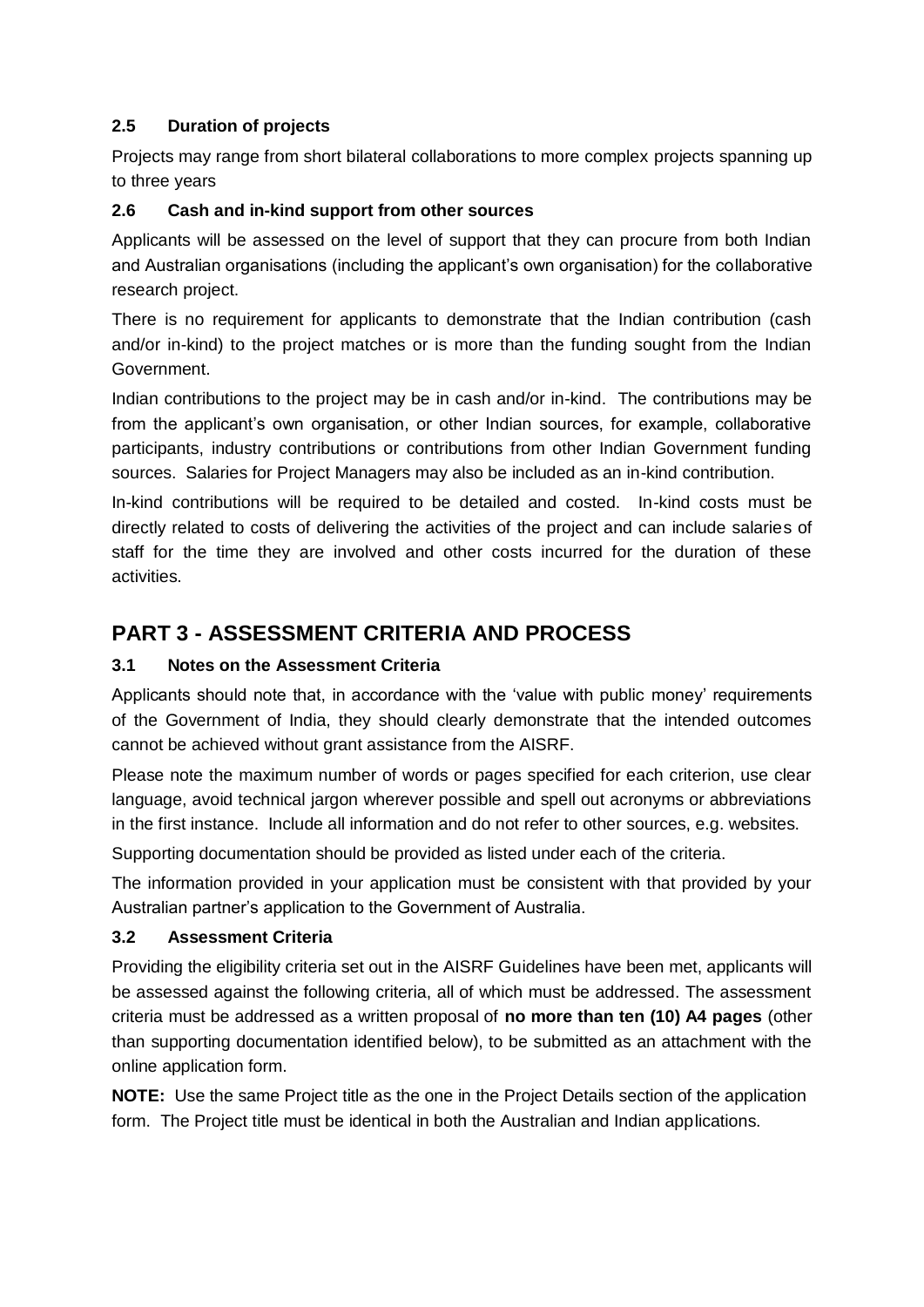### 2.5 Duration of projects

Projects may range from short bilateral collaborations to more complex projects spanning up to three years

### 2.6 Cash and in-kind support from other sources

Applicants will be assessed on the level of support that they can procure from both Indian and Australian organisations (including the applicant's own organisation) for the collaborative research project.

There is no requirement for applicants to demonstrate that the Indian contribution (cash and/or in-kind) to the project matches or is more than the funding sought from the Indian Government.

Indian contributions to the project may be in cash and/or in-kind. The contributions may be from the applicant's own organisation, or other Indian sources, for example, collaborative participants, industry contributions or contributions from other Indian Government funding sources. Salaries for Project Managers may also be included as an in-kind contribution.

In-kind contributions will be required to be detailed and costed. In-kind costs must be directly related to costs of delivering the activities of the project and can include salaries of staff for the time they are involved and other costs incurred for the duration of these activities.

## PART 3 - ASSESSMENT CRITERIA AND PROCESS

### 3.1 Notes on the Assessment Criteria

Applicants should note that, in accordance with the 'value with public money' requirements of the Government of India, they should clearly demonstrate that the intended outcomes cannot be achieved without grant assistance from the AISRF.

Please note the maximum number of words or pages specified for each criterion, use clear language, avoid technical jargon wherever possible and spell out acronyms or abbreviations in the first instance. Include all information and do not refer to other sources, e.g. websites.

Supporting documentation should be provided as listed under each of the criteria.

The information provided in your application must be consistent with that provided by your Australian partner's application to the Government of Australia.

### 3.2 Assessment Criteria

Providing the eligibility criteria set out in the AISRF Guidelines have been met, applicants will be assessed against the following criteria, all of which must be addressed. The assessment criteria must be addressed as a written proposal of **no more than ten (10) A4 pages** (other than supporting documentation identified below), to be submitted as an attachment with the online application form.

**NOTE:** Use the same Project title as the one in the Project Details section of the application form. The Project title must be identical in both the Australian and Indian applications.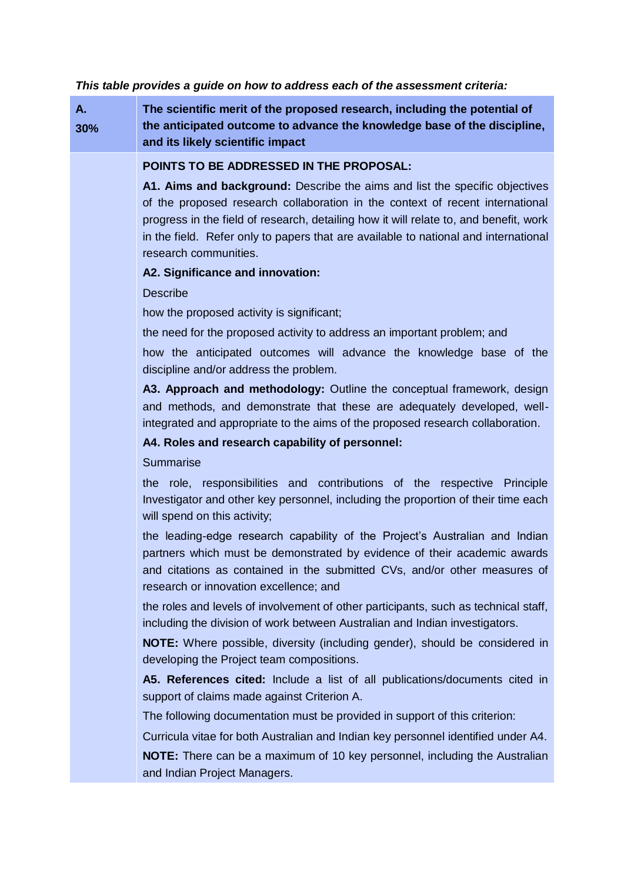***This table provides a guide on how to address each of the assessment criteria:***

| **A.**<br>**30%** | **The scientific merit of the proposed research, including the potential of the anticipated outcome to advance the knowledge base of the discipline, and its likely scientific impact** |
|---|---|
| | **POINTS TO BE ADDRESSED IN THE PROPOSAL:**<br><br>**A1. Aims and background:** Describe the aims and list the specific objectives of the proposed research collaboration in the context of recent international progress in the field of research, detailing how it will relate to, and benefit, work in the field. Refer only to papers that are available to national and international research communities.<br><br>**A2. Significance and innovation:**<br><br>Describe<br><br>how the proposed activity is significant;<br><br>the need for the proposed activity to address an important problem; and<br><br>how the anticipated outcomes will advance the knowledge base of the discipline and/or address the problem.<br><br>**A3. Approach and methodology:** Outline the conceptual framework, design and methods, and demonstrate that these are adequately developed, well-integrated and appropriate to the aims of the proposed research collaboration.<br><br>**A4. Roles and research capability of personnel:**<br><br>Summarise<br><br>the role, responsibilities and contributions of the respective Principle Investigator and other key personnel, including the proportion of their time each will spend on this activity;<br><br>the leading-edge research capability of the Project's Australian and Indian partners which must be demonstrated by evidence of their academic awards and citations as contained in the submitted CVs, and/or other measures of research or innovation excellence; and<br><br>the roles and levels of involvement of other participants, such as technical staff, including the division of work between Australian and Indian investigators.<br><br>**NOTE:** Where possible, diversity (including gender), should be considered in developing the Project team compositions.<br><br>**A5. References cited:** Include a list of all publications/documents cited in support of claims made against Criterion A.<br><br>The following documentation must be provided in support of this criterion:<br><br>Curricula vitae for both Australian and Indian key personnel identified under A4.<br><br>**NOTE:** There can be a maximum of 10 key personnel, including the Australian and Indian Project Managers. |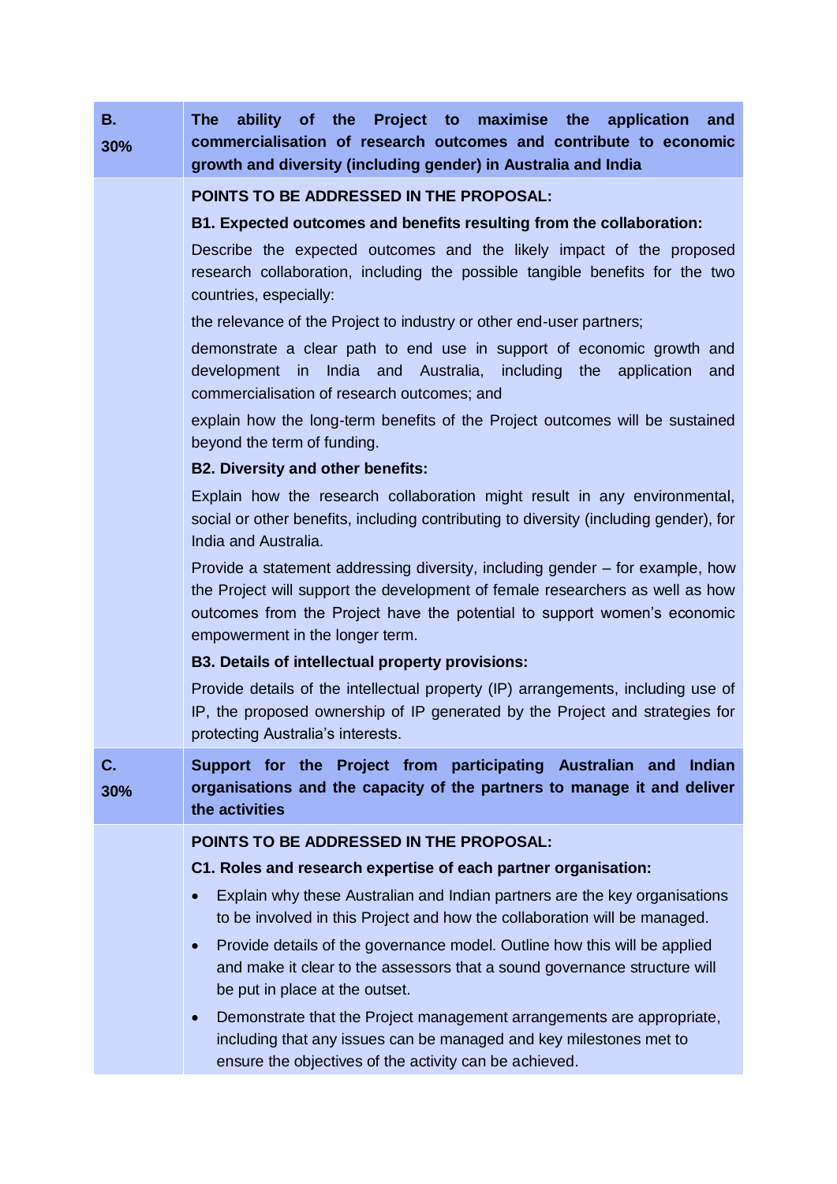| | |
|---|---|
| **B.**<br>**30%** | **The ability of the Project to maximise the application and commercialisation of research outcomes and contribute to economic growth and diversity (including gender) in Australia and India** |
| | **POINTS TO BE ADDRESSED IN THE PROPOSAL:**<br>**B1. Expected outcomes and benefits resulting from the collaboration:**<br>Describe the expected outcomes and the likely impact of the proposed research collaboration, including the possible tangible benefits for the two countries, especially:<br>the relevance of the Project to industry or other end-user partners;<br>demonstrate a clear path to end use in support of economic growth and development in India and Australia, including the application and commercialisation of research outcomes; and<br>explain how the long-term benefits of the Project outcomes will be sustained beyond the term of funding.<br>**B2. Diversity and other benefits:**<br>Explain how the research collaboration might result in any environmental, social or other benefits, including contributing to diversity (including gender), for India and Australia.<br>Provide a statement addressing diversity, including gender – for example, how the Project will support the development of female researchers as well as how outcomes from the Project have the potential to support women's economic empowerment in the longer term.<br>**B3. Details of intellectual property provisions:**<br>Provide details of the intellectual property (IP) arrangements, including use of IP, the proposed ownership of IP generated by the Project and strategies for protecting Australia's interests. |
| **C.**<br>**30%** | **Support for the Project from participating Australian and Indian organisations and the capacity of the partners to manage it and deliver the activities** |
| | **POINTS TO BE ADDRESSED IN THE PROPOSAL:**<br>**C1. Roles and research expertise of each partner organisation:**<br>• Explain why these Australian and Indian partners are the key organisations to be involved in this Project and how the collaboration will be managed.<br>• Provide details of the governance model. Outline how this will be applied and make it clear to the assessors that a sound governance structure will be put in place at the outset.<br>• Demonstrate that the Project management arrangements are appropriate, including that any issues can be managed and key milestones met to ensure the objectives of the activity can be achieved. |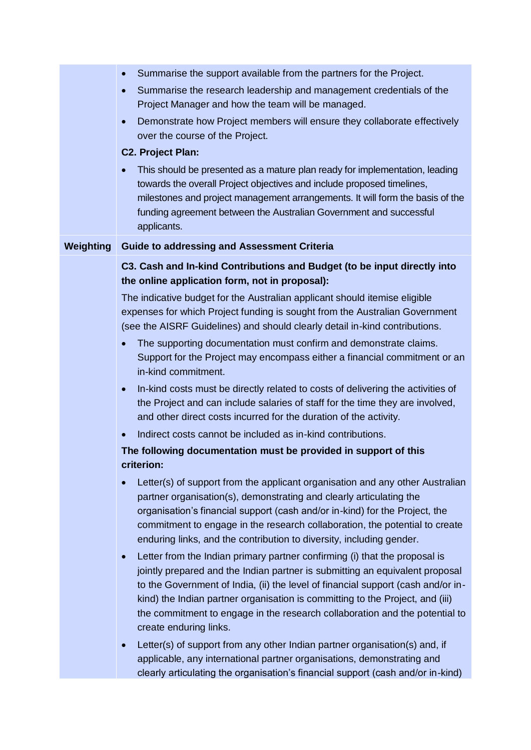| | |
|---|---|
| | • Summarise the support available from the partners for the Project.<br>• Summarise the research leadership and management credentials of the Project Manager and how the team will be managed.<br>• Demonstrate how Project members will ensure they collaborate effectively over the course of the Project.<br>**C2. Project Plan:**<br>• This should be presented as a mature plan ready for implementation, leading towards the overall Project objectives and include proposed timelines, milestones and project management arrangements. It will form the basis of the funding agreement between the Australian Government and successful applicants. |
| **Weighting** | **Guide to addressing and Assessment Criteria** |
| | **C3. Cash and In-kind Contributions and Budget (to be input directly into the online application form, not in proposal):**<br>The indicative budget for the Australian applicant should itemise eligible expenses for which Project funding is sought from the Australian Government (see the AISRF Guidelines) and should clearly detail in-kind contributions.<br>• The supporting documentation must confirm and demonstrate claims. Support for the Project may encompass either a financial commitment or an in-kind commitment.<br>• In-kind costs must be directly related to costs of delivering the activities of the Project and can include salaries of staff for the time they are involved, and other direct costs incurred for the duration of the activity.<br>• Indirect costs cannot be included as in-kind contributions.<br>**The following documentation must be provided in support of this criterion:**<br>• Letter(s) of support from the applicant organisation and any other Australian partner organisation(s), demonstrating and clearly articulating the organisation's financial support (cash and/or in-kind) for the Project, the commitment to engage in the research collaboration, the potential to create enduring links, and the contribution to diversity, including gender.<br>• Letter from the Indian primary partner confirming (i) that the proposal is jointly prepared and the Indian partner is submitting an equivalent proposal to the Government of India, (ii) the level of financial support (cash and/or in-kind) the Indian partner organisation is committing to the Project, and (iii) the commitment to engage in the research collaboration and the potential to create enduring links.<br>• Letter(s) of support from any other Indian partner organisation(s) and, if applicable, any international partner organisations, demonstrating and clearly articulating the organisation's financial support (cash and/or in-kind) |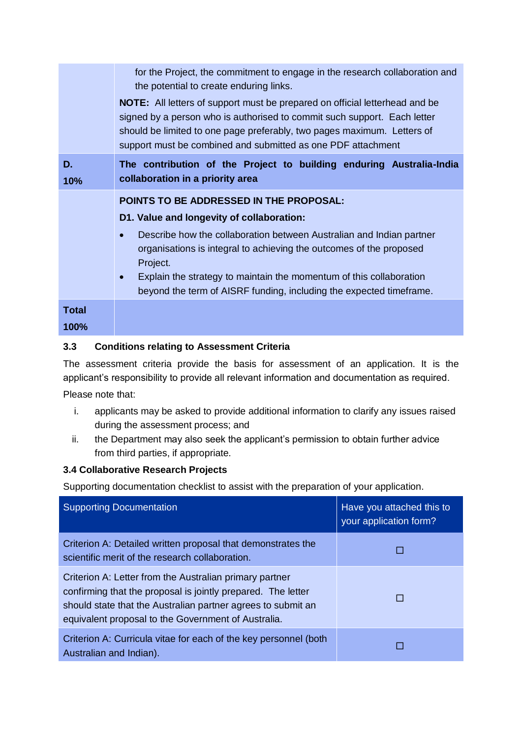| | |
|---|---|
| | for the Project, the commitment to engage in the research collaboration and the potential to create enduring links.<br>**NOTE:** All letters of support must be prepared on official letterhead and be signed by a person who is authorised to commit such support. Each letter should be limited to one page preferably, two pages maximum. Letters of support must be combined and submitted as one PDF attachment |
| **D.**<br>**10%** | **The contribution of the Project to building enduring Australia-India collaboration in a priority area** |
| | **POINTS TO BE ADDRESSED IN THE PROPOSAL:**<br>**D1. Value and longevity of collaboration:**<br>• Describe how the collaboration between Australian and Indian partner organisations is integral to achieving the outcomes of the proposed Project.<br>• Explain the strategy to maintain the momentum of this collaboration beyond the term of AISRF funding, including the expected timeframe. |
| **Total**<br>**100%** | |

### 3.3 Conditions relating to Assessment Criteria

The assessment criteria provide the basis for assessment of an application. It is the applicant's responsibility to provide all relevant information and documentation as required.

Please note that:

i. applicants may be asked to provide additional information to clarify any issues raised during the assessment process; and

ii. the Department may also seek the applicant's permission to obtain further advice from third parties, if appropriate.

### 3.4 Collaborative Research Projects

Supporting documentation checklist to assist with the preparation of your application.

| Supporting Documentation | Have you attached this to your application form? |
|---|---|
| Criterion A: Detailed written proposal that demonstrates the scientific merit of the research collaboration. | ☐ |
| Criterion A: Letter from the Australian primary partner confirming that the proposal is jointly prepared. The letter should state that the Australian partner agrees to submit an equivalent proposal to the Government of Australia. | ☐ |
| Criterion A: Curricula vitae for each of the key personnel (both Australian and Indian). | ☐ |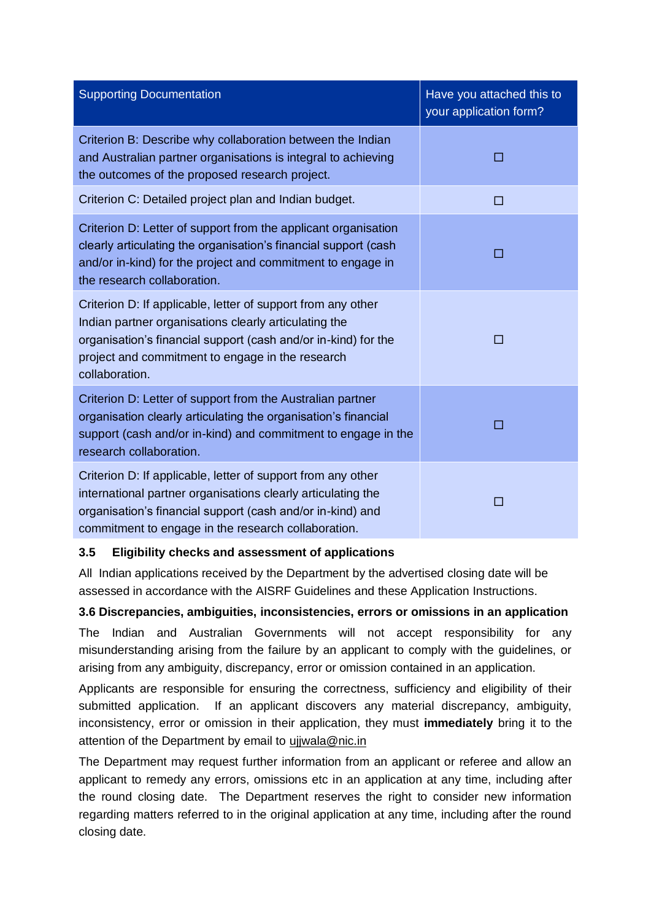| Supporting Documentation | Have you attached this to your application form? |
| --- | --- |
| Criterion B: Describe why collaboration between the Indian and Australian partner organisations is integral to achieving the outcomes of the proposed research project. | ☐ |
| Criterion C: Detailed project plan and Indian budget. | ☐ |
| Criterion D: Letter of support from the applicant organisation clearly articulating the organisation's financial support (cash and/or in-kind) for the project and commitment to engage in the research collaboration. | ☐ |
| Criterion D: If applicable, letter of support from any other Indian partner organisations clearly articulating the organisation's financial support (cash and/or in-kind) for the project and commitment to engage in the research collaboration. | ☐ |
| Criterion D: Letter of support from the Australian partner organisation clearly articulating the organisation's financial support (cash and/or in-kind) and commitment to engage in the research collaboration. | ☐ |
| Criterion D: If applicable, letter of support from any other international partner organisations clearly articulating the organisation's financial support (cash and/or in-kind) and commitment to engage in the research collaboration. | ☐ |

### 3.5 Eligibility checks and assessment of applications

All Indian applications received by the Department by the advertised closing date will be assessed in accordance with the AISRF Guidelines and these Application Instructions.

### 3.6 Discrepancies, ambiguities, inconsistencies, errors or omissions in an application

The Indian and Australian Governments will not accept responsibility for any misunderstanding arising from the failure by an applicant to comply with the guidelines, or arising from any ambiguity, discrepancy, error or omission contained in an application.

Applicants are responsible for ensuring the correctness, sufficiency and eligibility of their submitted application. If an applicant discovers any material discrepancy, ambiguity, inconsistency, error or omission in their application, they must **immediately** bring it to the attention of the Department by email to ujjwala@nic.in

The Department may request further information from an applicant or referee and allow an applicant to remedy any errors, omissions etc in an application at any time, including after the round closing date. The Department reserves the right to consider new information regarding matters referred to in the original application at any time, including after the round closing date.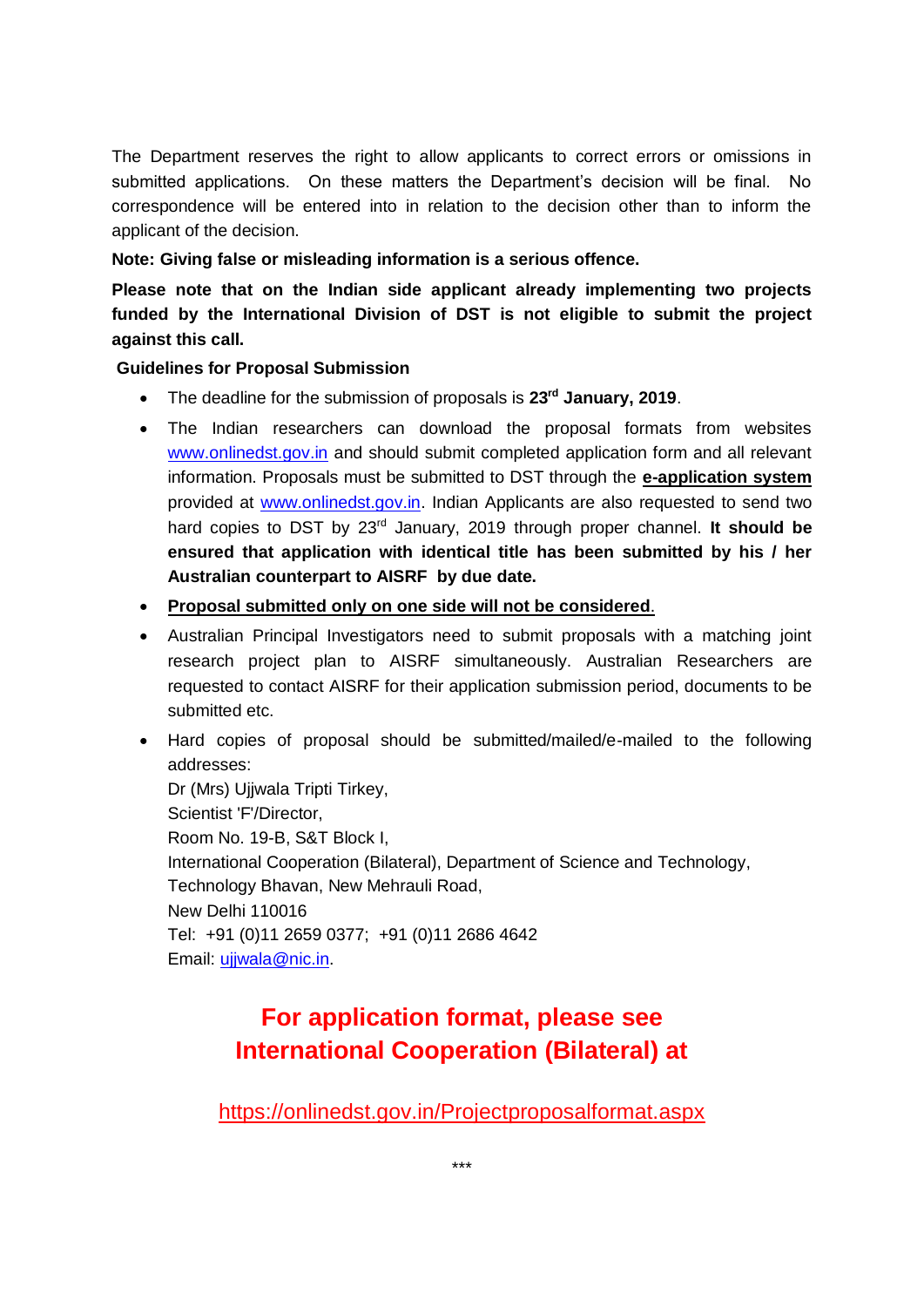The Department reserves the right to allow applicants to correct errors or omissions in submitted applications. On these matters the Department's decision will be final. No correspondence will be entered into in relation to the decision other than to inform the applicant of the decision.

**Note: Giving false or misleading information is a serious offence.**

**Please note that on the Indian side applicant already implementing two projects funded by the International Division of DST is not eligible to submit the project against this call.**

**Guidelines for Proposal Submission**

- The deadline for the submission of proposals is **23rd January, 2019**.
- The Indian researchers can download the proposal formats from websites www.onlinedst.gov.in and should submit completed application form and all relevant information. Proposals must be submitted to DST through the **e-application system** provided at www.onlinedst.gov.in. Indian Applicants are also requested to send two hard copies to DST by 23rd January, 2019 through proper channel. **It should be ensured that application with identical title has been submitted by his / her Australian counterpart to AISRF by due date.**
- **Proposal submitted only on one side will not be considered**.
- Australian Principal Investigators need to submit proposals with a matching joint research project plan to AISRF simultaneously. Australian Researchers are requested to contact AISRF for their application submission period, documents to be submitted etc.
- Hard copies of proposal should be submitted/mailed/e-mailed to the following addresses:
  Dr (Mrs) Ujjwala Tripti Tirkey,
  Scientist 'F'/Director,
  Room No. 19-B, S&T Block I,
  International Cooperation (Bilateral), Department of Science and Technology,
  Technology Bhavan, New Mehrauli Road,
  New Delhi 110016
  Tel: +91 (0)11 2659 0377; +91 (0)11 2686 4642
  Email: ujjwala@nic.in.

**For application format, please see International Cooperation (Bilateral) at**

https://onlinedst.gov.in/Projectproposalformat.aspx

***